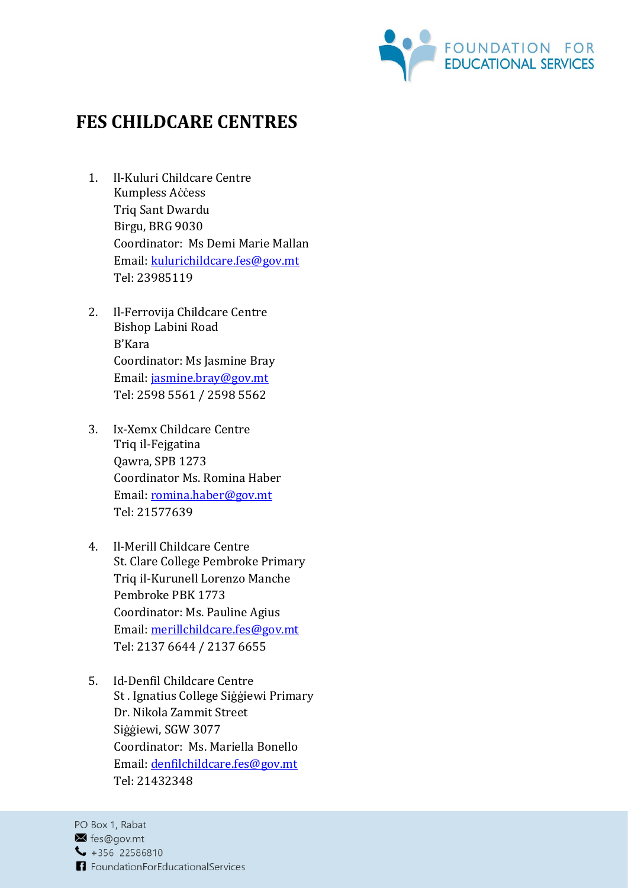# FES CHILDCARE CENTRES

1. Il-Kuluri Childcare Centre  
   Kumpless Aċċess  
   Triq Sant Dwardu  
   Birgu, BRG 9030  
   Coordinator: Ms Demi Marie Mallan  
   Email: kulurichildcare.fes@gov.mt  
   Tel: 23985119

2. Il-Ferrovija Childcare Centre  
   Bishop Labini Road  
   B'Kara  
   Coordinator: Ms Jasmine Bray  
   Email: jasmine.bray@gov.mt  
   Tel: 2598 5561 / 2598 5562

3. Ix-Xemx Childcare Centre  
   Triq il-Fejgatina  
   Qawra, SPB 1273  
   Coordinator Ms. Romina Haber  
   Email: romina.haber@gov.mt  
   Tel: 21577639

4. Il-Merill Childcare Centre  
   St. Clare College Pembroke Primary  
   Triq il-Kurunell Lorenzo Manche  
   Pembroke PBK 1773  
   Coordinator: Ms. Pauline Agius  
   Email: merillchildcare.fes@gov.mt  
   Tel: 2137 6644 / 2137 6655

5. Id-Denfil Childcare Centre  
   St . Ignatius College Siġġiewi Primary  
   Dr. Nikola Zammit Street  
   Siġġiewi, SGW 3077  
   Coordinator: Ms. Mariella Bonello  
   Email: denfilchildcare.fes@gov.mt  
   Tel: 21432348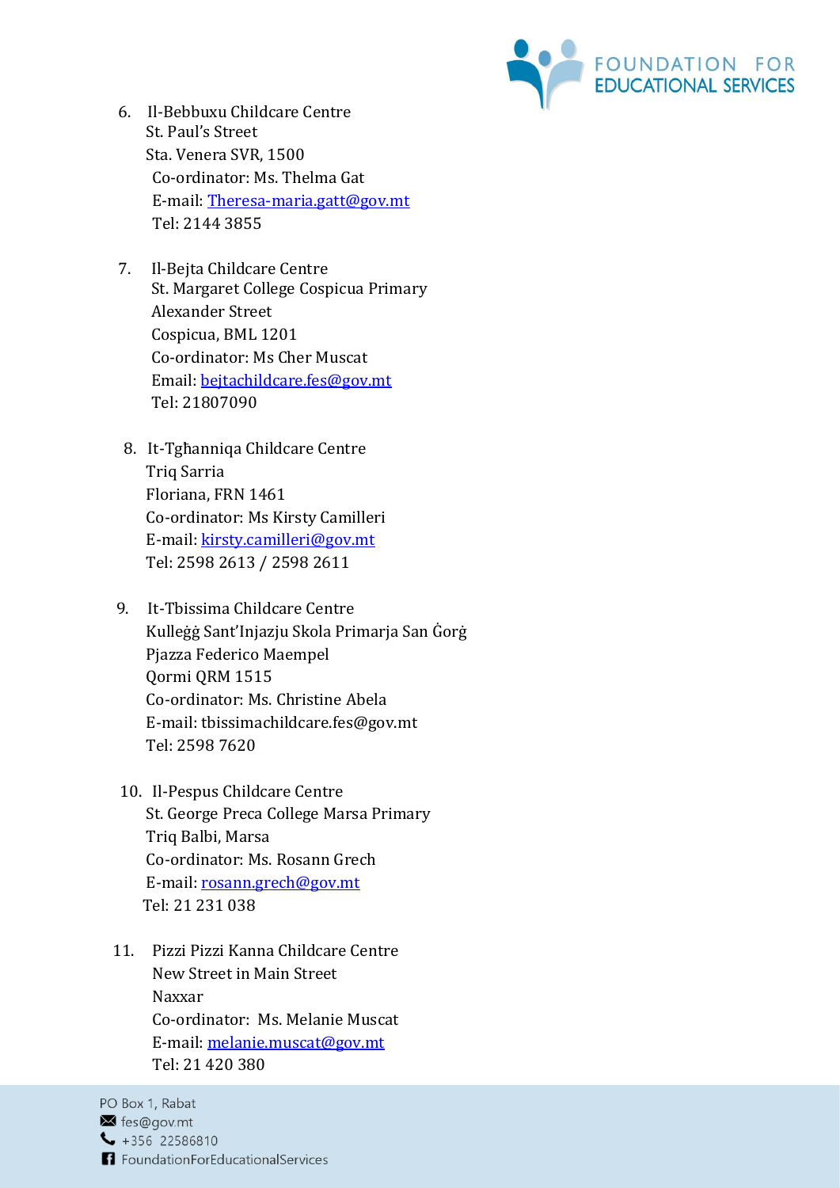6. Il-Bebbuxu Childcare Centre
   St. Paul's Street
   Sta. Venera SVR, 1500
   Co-ordinator: Ms. Thelma Gat
   E-mail: Theresa-maria.gatt@gov.mt
   Tel: 2144 3855

7. Il-Bejta Childcare Centre
   St. Margaret College Cospicua Primary
   Alexander Street
   Cospicua, BML 1201
   Co-ordinator: Ms Cher Muscat
   Email: bejtachildcare.fes@gov.mt
   Tel: 21807090

8. It-Tgħanniqa Childcare Centre
   Triq Sarria
   Floriana, FRN 1461
   Co-ordinator: Ms Kirsty Camilleri
   E-mail: kirsty.camilleri@gov.mt
   Tel: 2598 2613 / 2598 2611

9. It-Tbissima Childcare Centre
   Kulleġġ Sant'Injazju Skola Primarja San Ġorġ
   Pjazza Federico Maempel
   Qormi QRM 1515
   Co-ordinator: Ms. Christine Abela
   E-mail: tbissimachildcare.fes@gov.mt
   Tel: 2598 7620

10. Il-Pespus Childcare Centre
    St. George Preca College Marsa Primary
    Triq Balbi, Marsa
    Co-ordinator: Ms. Rosann Grech
    E-mail: rosann.grech@gov.mt
    Tel: 21 231 038

11. Pizzi Pizzi Kanna Childcare Centre
    New Street in Main Street
    Naxxar
    Co-ordinator: Ms. Melanie Muscat
    E-mail: melanie.muscat@gov.mt
    Tel: 21 420 380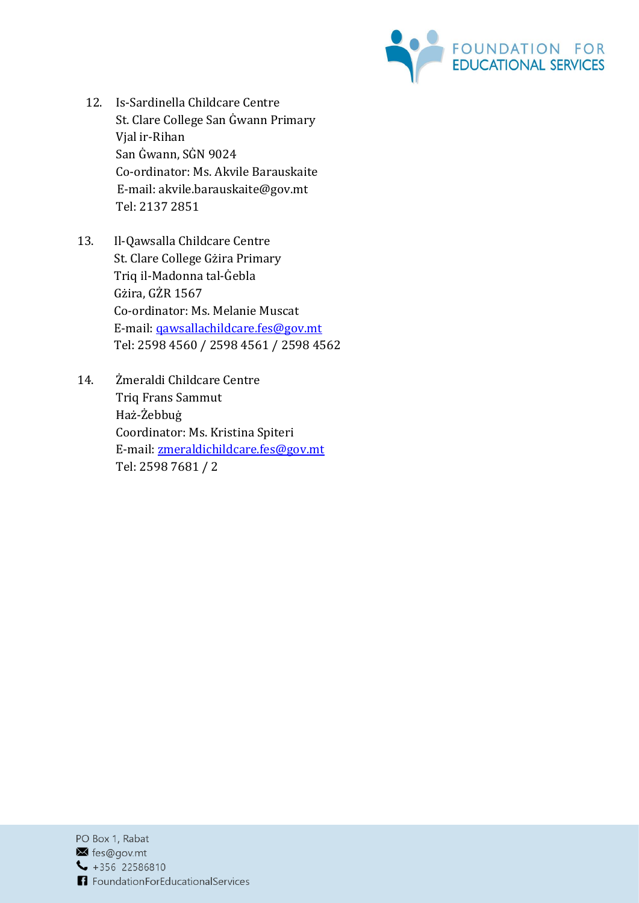12. Is-Sardinella Childcare Centre
    St. Clare College San Ġwann Primary
    Vjal ir-Rihan
    San Ġwann, SĠN 9024
    Co-ordinator: Ms. Akvile Barauskaite
    E-mail: akvile.barauskaite@gov.mt
    Tel: 2137 2851

13. Il-Qawsalla Childcare Centre
    St. Clare College Gżira Primary
    Triq il-Madonna tal-Ġebla
    Gżira, GŻR 1567
    Co-ordinator: Ms. Melanie Muscat
    E-mail: qawsallachildcare.fes@gov.mt
    Tel: 2598 4560 / 2598 4561 / 2598 4562

14. Żmeraldi Childcare Centre
    Triq Frans Sammut
    Ħaż-Żebbuġ
    Coordinator: Ms. Kristina Spiteri
    E-mail: zmeraldichildcare.fes@gov.mt
    Tel: 2598 7681 / 2